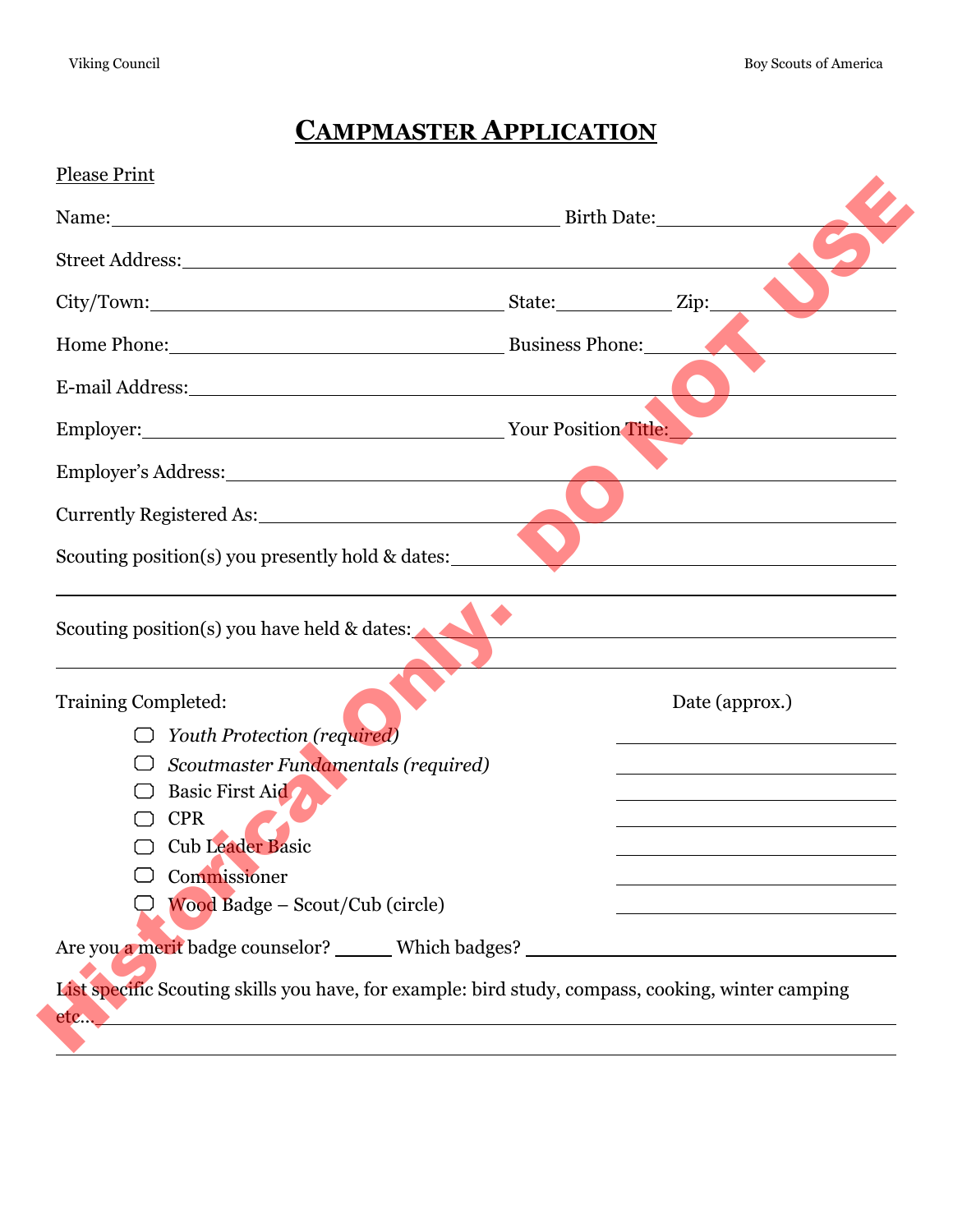# CAMPMASTER APPLICATION

Historical Only. DO NOT USE

Please Print

Name: ______________________________ Birth Date: ______________

Street Address: ____________________________________________

City/Town: ______________________ State: ________ Zip: ____________

Home Phone: ____________________ Business Phone: ______________

E-mail Address: ____________________________________________

Employer: ______________________ Your Position Title: ____________

Employer's Address: ________________________________________

Currently Registered As: ____________________________________

Scouting position(s) you presently hold & dates: ____________________

____________________________________________________________

Scouting position(s) you have held & dates: ________________________

____________________________________________________________

Training Completed: Date (approx.)

- ▢ *Youth Protection (required)* ______________
- ▢ *Scoutmaster Fundamentals (required)* ______________
- ▢ Basic First Aid ______________
- ▢ CPR ______________
- ▢ Cub Leader Basic ______________
- ▢ Commissioner ______________
- ▢ Wood Badge – Scout/Cub (circle) ______________

Are you a merit badge counselor? ______ Which badges? ____________________

List specific Scouting skills you have, for example: bird study, compass, cooking, winter camping etc… ____________________________________________

____________________________________________________________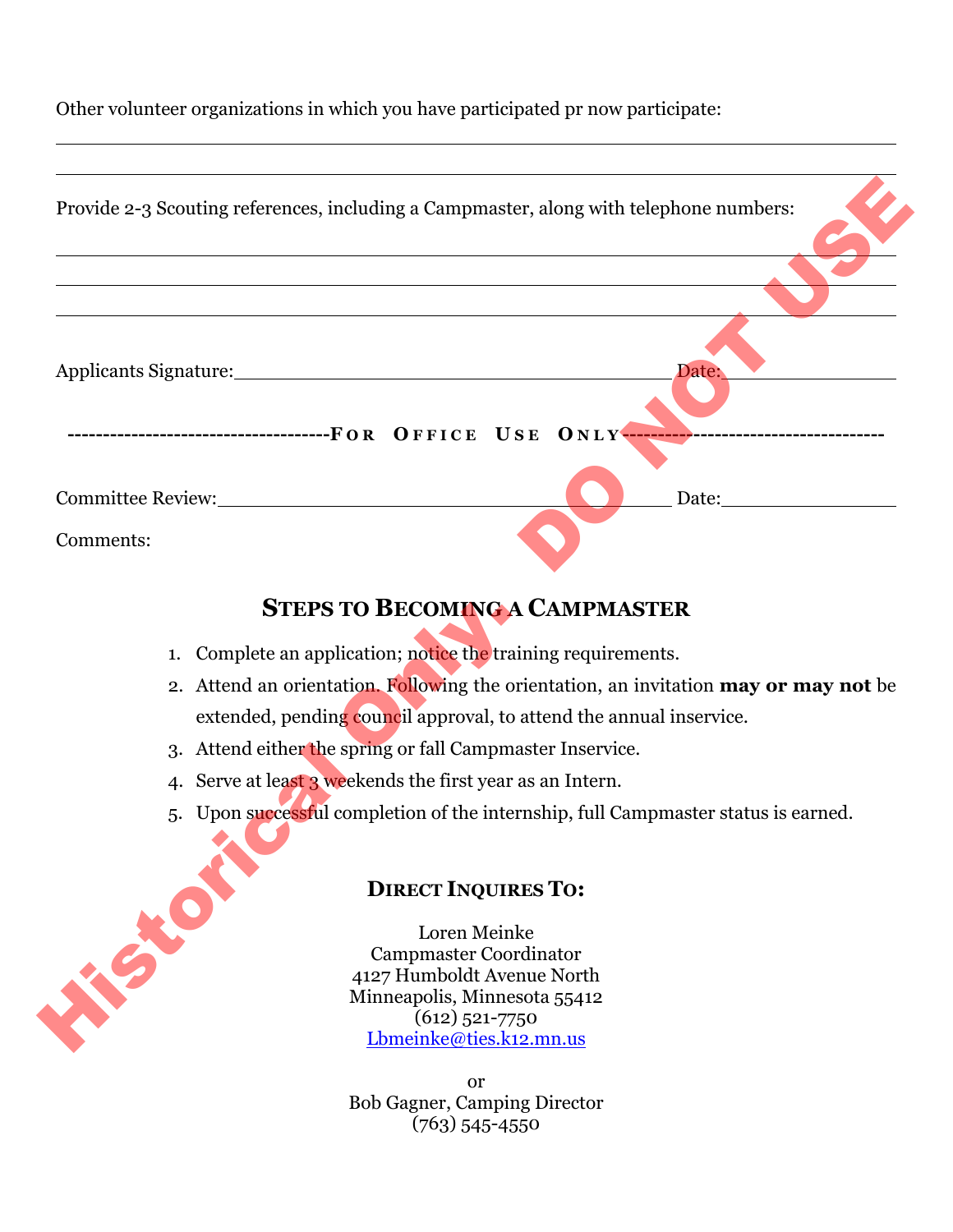Other volunteer organizations in which you have participated pr now participate:

\_\_\_\_\_\_\_\_\_\_\_\_\_\_\_\_\_\_\_\_\_\_\_\_\_\_\_\_\_\_\_\_\_\_\_\_\_\_\_\_\_\_\_\_\_\_\_\_\_\_\_\_\_\_\_\_\_\_\_\_

\_\_\_\_\_\_\_\_\_\_\_\_\_\_\_\_\_\_\_\_\_\_\_\_\_\_\_\_\_\_\_\_\_\_\_\_\_\_\_\_\_\_\_\_\_\_\_\_\_\_\_\_\_\_\_\_\_\_\_\_

Provide 2-3 Scouting references, including a Campmaster, along with telephone numbers:

\_\_\_\_\_\_\_\_\_\_\_\_\_\_\_\_\_\_\_\_\_\_\_\_\_\_\_\_\_\_\_\_\_\_\_\_\_\_\_\_\_\_\_\_\_\_\_\_\_\_\_\_\_\_\_\_\_\_\_\_

\_\_\_\_\_\_\_\_\_\_\_\_\_\_\_\_\_\_\_\_\_\_\_\_\_\_\_\_\_\_\_\_\_\_\_\_\_\_\_\_\_\_\_\_\_\_\_\_\_\_\_\_\_\_\_\_\_\_\_\_

\_\_\_\_\_\_\_\_\_\_\_\_\_\_\_\_\_\_\_\_\_\_\_\_\_\_\_\_\_\_\_\_\_\_\_\_\_\_\_\_\_\_\_\_\_\_\_\_\_\_\_\_\_\_\_\_\_\_\_\_

Applicants Signature:\_\_\_\_\_\_\_\_\_\_\_\_\_\_\_\_\_\_\_\_\_\_\_\_\_\_\_\_\_\_\_\_\_\_\_\_\_\_\_\_ Date:\_\_\_\_\_\_\_\_\_\_\_\_\_\_\_\_

-------------------------------------FOR OFFICE USE ONLY-------------------------------------

Committee Review:\_\_\_\_\_\_\_\_\_\_\_\_\_\_\_\_\_\_\_\_\_\_\_\_\_\_\_\_\_\_\_\_\_\_\_\_\_\_\_\_ Date:\_\_\_\_\_\_\_\_\_\_\_\_\_\_\_\_

Comments:

## STEPS TO BECOMING A CAMPMASTER

1. Complete an application; notice the training requirements.
2. Attend an orientation. Following the orientation, an invitation **may or may not** be extended, pending council approval, to attend the annual inservice.
3. Attend either the spring or fall Campmaster Inservice.
4. Serve at least 3 weekends the first year as an Intern.
5. Upon successful completion of the internship, full Campmaster status is earned.

### DIRECT INQUIRES TO:

Loren Meinke
Campmaster Coordinator
4127 Humboldt Avenue North
Minneapolis, Minnesota 55412
(612) 521-7750
Lbmeinke@ties.k12.mn.us

or

Bob Gagner, Camping Director
(763) 545-4550

Historical Only. DO NOT USE